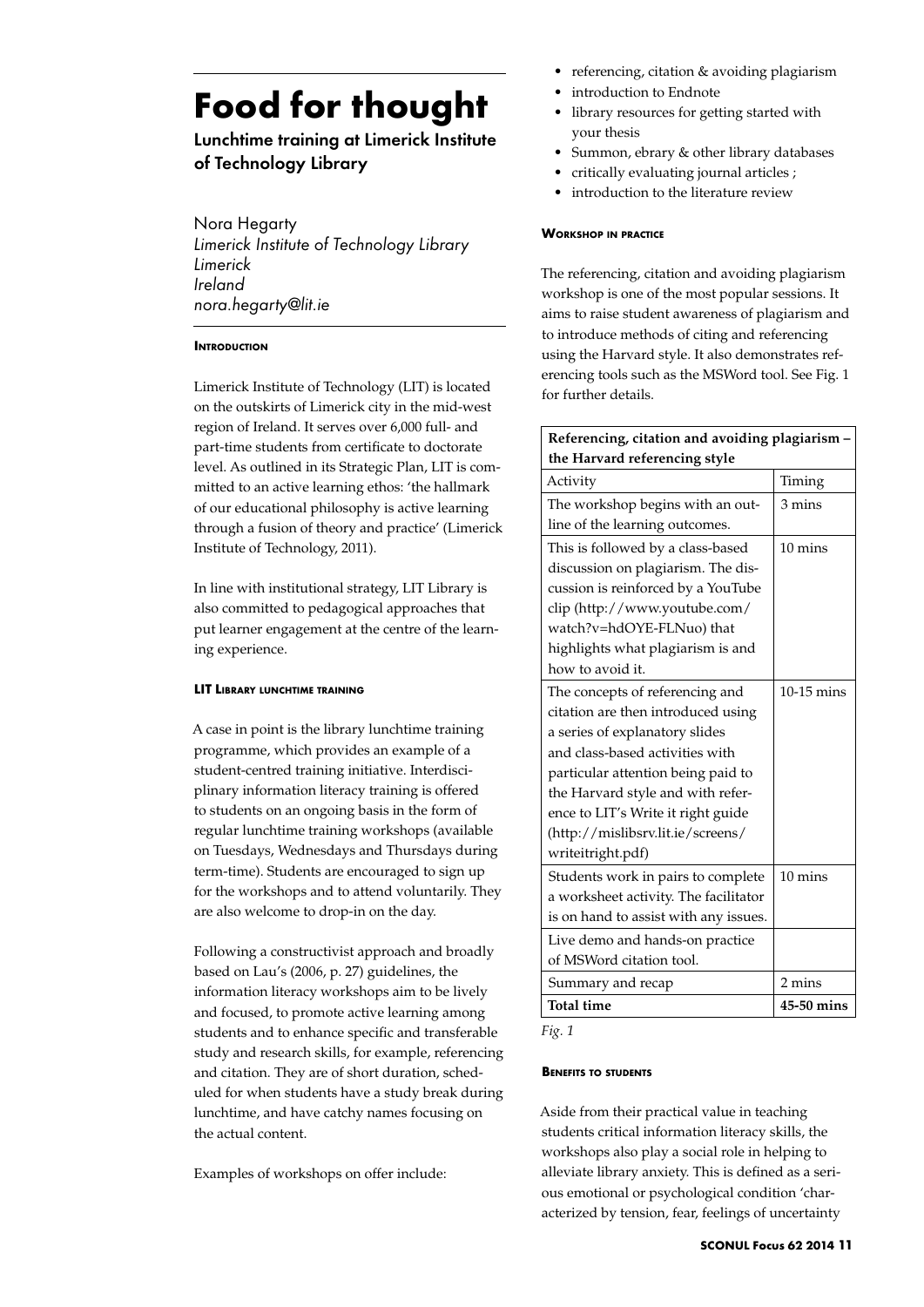# Food for thought

## Lunchtime training at Limerick Institute of Technology Library

Nora Hegarty
*Limerick Institute of Technology Library*
*Limerick*
*Ireland*
*nora.hegarty@lit.ie*

### Introduction

Limerick Institute of Technology (LIT) is located on the outskirts of Limerick city in the mid-west region of Ireland. It serves over 6,000 full- and part-time students from certificate to doctorate level. As outlined in its Strategic Plan, LIT is committed to an active learning ethos: 'the hallmark of our educational philosophy is active learning through a fusion of theory and practice' (Limerick Institute of Technology, 2011).

In line with institutional strategy, LIT Library is also committed to pedagogical approaches that put learner engagement at the centre of the learning experience.

### LIT Library lunchtime training

A case in point is the library lunchtime training programme, which provides an example of a student-centred training initiative. Interdisciplinary information literacy training is offered to students on an ongoing basis in the form of regular lunchtime training workshops (available on Tuesdays, Wednesdays and Thursdays during term-time). Students are encouraged to sign up for the workshops and to attend voluntarily. They are also welcome to drop-in on the day.

Following a constructivist approach and broadly based on Lau's (2006, p. 27) guidelines, the information literacy workshops aim to be lively and focused, to promote active learning among students and to enhance specific and transferable study and research skills, for example, referencing and citation. They are of short duration, scheduled for when students have a study break during lunchtime, and have catchy names focusing on the actual content.

Examples of workshops on offer include:

- referencing, citation & avoiding plagiarism
- introduction to Endnote
- library resources for getting started with your thesis
- Summon, ebrary & other library databases
- critically evaluating journal articles ;
- introduction to the literature review

### Workshop in practice

The referencing, citation and avoiding plagiarism workshop is one of the most popular sessions. It aims to raise student awareness of plagiarism and to introduce methods of citing and referencing using the Harvard style. It also demonstrates referencing tools such as the MSWord tool. See Fig. 1 for further details.

| **Referencing, citation and avoiding plagiarism – the Harvard referencing style** | |
|---|---|
| Activity | Timing |
| The workshop begins with an outline of the learning outcomes. | 3 mins |
| This is followed by a class-based discussion on plagiarism. The discussion is reinforced by a YouTube clip (http://www.youtube.com/watch?v=hdOYE-FLNuo) that highlights what plagiarism is and how to avoid it. | 10 mins |
| The concepts of referencing and citation are then introduced using a series of explanatory slides and class-based activities with particular attention being paid to the Harvard style and with reference to LIT's Write it right guide (http://mislibsrv.lit.ie/screens/writeitright.pdf) | 10-15 mins |
| Students work in pairs to complete a worksheet activity. The facilitator is on hand to assist with any issues. | 10 mins |
| Live demo and hands-on practice of MSWord citation tool. | |
| Summary and recap | 2 mins |
| **Total time** | **45-50 mins** |

*Fig. 1*

### Benefits to students

Aside from their practical value in teaching students critical information literacy skills, the workshops also play a social role in helping to alleviate library anxiety. This is defined as a serious emotional or psychological condition 'characterized by tension, fear, feelings of uncertainty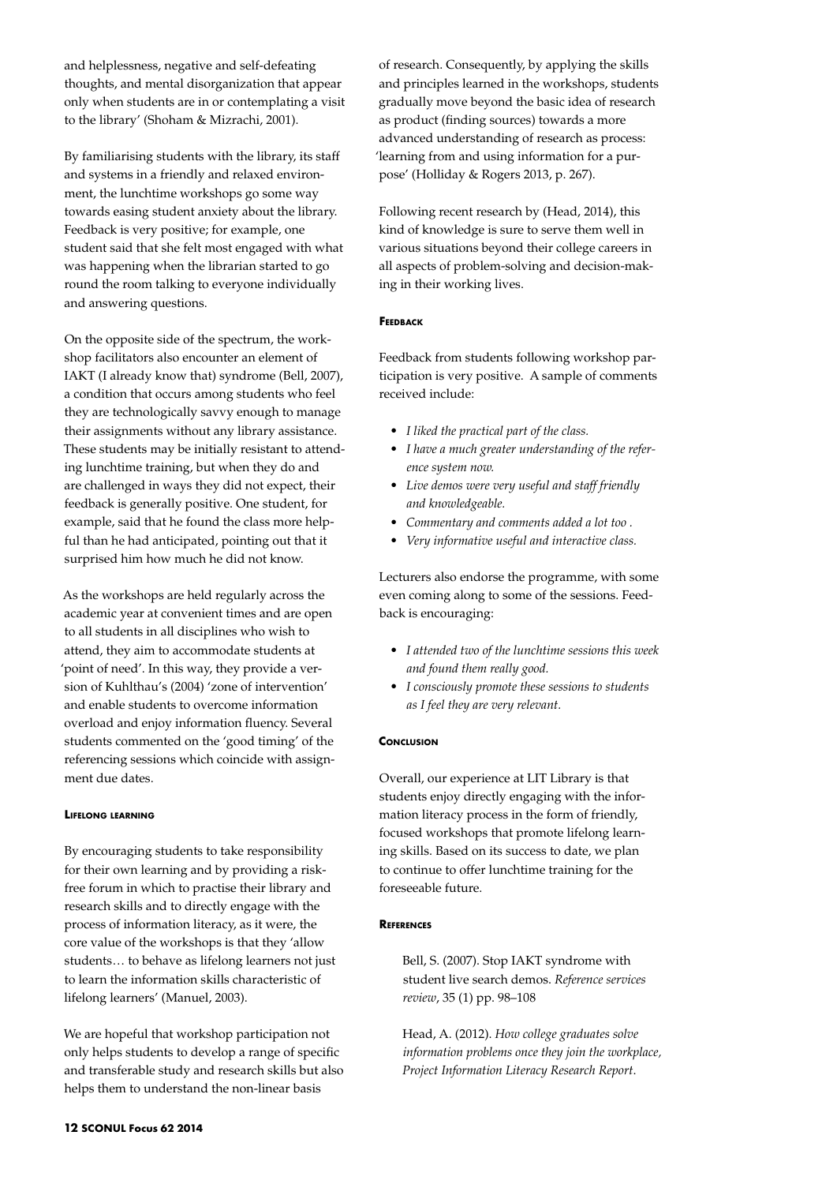and helplessness, negative and self-defeating thoughts, and mental disorganization that appear only when students are in or contemplating a visit to the library' (Shoham & Mizrachi, 2001).

By familiarising students with the library, its staff and systems in a friendly and relaxed environment, the lunchtime workshops go some way towards easing student anxiety about the library. Feedback is very positive; for example, one student said that she felt most engaged with what was happening when the librarian started to go round the room talking to everyone individually and answering questions.

On the opposite side of the spectrum, the workshop facilitators also encounter an element of IAKT (I already know that) syndrome (Bell, 2007), a condition that occurs among students who feel they are technologically savvy enough to manage their assignments without any library assistance. These students may be initially resistant to attending lunchtime training, but when they do and are challenged in ways they did not expect, their feedback is generally positive. One student, for example, said that he found the class more helpful than he had anticipated, pointing out that it surprised him how much he did not know.

As the workshops are held regularly across the academic year at convenient times and are open to all students in all disciplines who wish to attend, they aim to accommodate students at 'point of need'. In this way, they provide a version of Kuhlthau's (2004) 'zone of intervention' and enable students to overcome information overload and enjoy information fluency. Several students commented on the 'good timing' of the referencing sessions which coincide with assignment due dates.

#### Lifelong learning

By encouraging students to take responsibility for their own learning and by providing a risk-free forum in which to practise their library and research skills and to directly engage with the process of information literacy, as it were, the core value of the workshops is that they 'allow students… to behave as lifelong learners not just to learn the information skills characteristic of lifelong learners' (Manuel, 2003).

We are hopeful that workshop participation not only helps students to develop a range of specific and transferable study and research skills but also helps them to understand the non-linear basis of research. Consequently, by applying the skills and principles learned in the workshops, students gradually move beyond the basic idea of research as product (finding sources) towards a more advanced understanding of research as process: 'learning from and using information for a purpose' (Holliday & Rogers 2013, p. 267).

Following recent research by (Head, 2014), this kind of knowledge is sure to serve them well in various situations beyond their college careers in all aspects of problem-solving and decision-making in their working lives.

#### Feedback

Feedback from students following workshop participation is very positive. A sample of comments received include:

- *I liked the practical part of the class.*
- *I have a much greater understanding of the reference system now.*
- *Live demos were very useful and staff friendly and knowledgeable.*
- *Commentary and comments added a lot too .*
- *Very informative useful and interactive class.*

Lecturers also endorse the programme, with some even coming along to some of the sessions. Feedback is encouraging:

- *I attended two of the lunchtime sessions this week and found them really good.*
- *I consciously promote these sessions to students as I feel they are very relevant.*

#### Conclusion

Overall, our experience at LIT Library is that students enjoy directly engaging with the information literacy process in the form of friendly, focused workshops that promote lifelong learning skills. Based on its success to date, we plan to continue to offer lunchtime training for the foreseeable future.

#### References

Bell, S. (2007). Stop IAKT syndrome with student live search demos. *Reference services review*, 35 (1) pp. 98–108

Head, A. (2012). *How college graduates solve information problems once they join the workplace, Project Information Literacy Research Report*.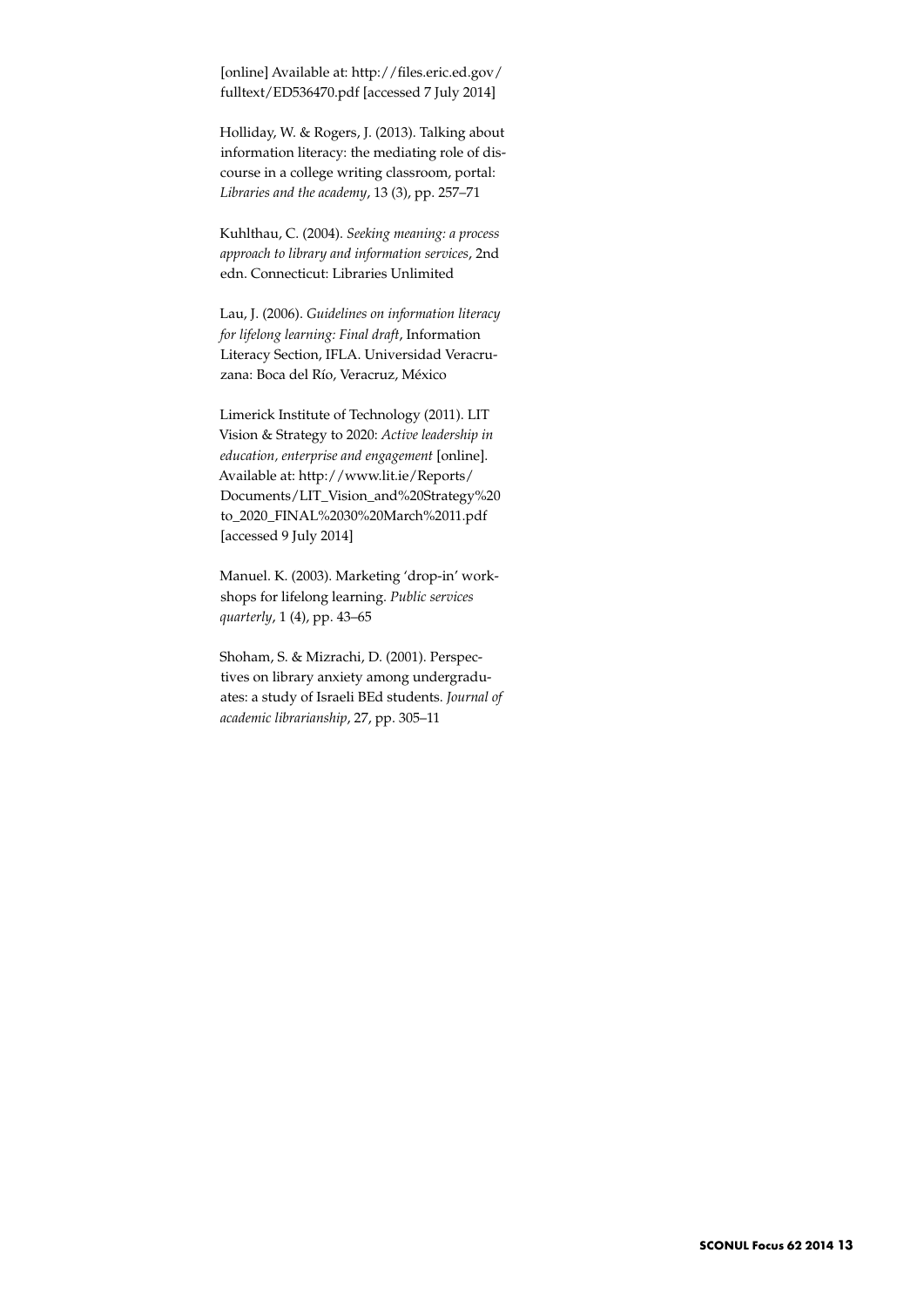[online] Available at: http://files.eric.ed.gov/fulltext/ED536470.pdf [accessed 7 July 2014]

Holliday, W. & Rogers, J. (2013). Talking about information literacy: the mediating role of discourse in a college writing classroom, portal: *Libraries and the academy*, 13 (3), pp. 257–71

Kuhlthau, C. (2004). *Seeking meaning: a process approach to library and information services*, 2nd edn. Connecticut: Libraries Unlimited

Lau, J. (2006). *Guidelines on information literacy for lifelong learning: Final draft*, Information Literacy Section, IFLA. Universidad Veracruzana: Boca del Río, Veracruz, México

Limerick Institute of Technology (2011). LIT Vision & Strategy to 2020: *Active leadership in education, enterprise and engagement* [online]. Available at: http://www.lit.ie/Reports/Documents/LIT_Vision_and%20Strategy%20to_2020_FINAL%2030%20March%2011.pdf [accessed 9 July 2014]

Manuel. K. (2003). Marketing 'drop-in' workshops for lifelong learning. *Public services quarterly*, 1 (4), pp. 43–65

Shoham, S. & Mizrachi, D. (2001). Perspectives on library anxiety among undergraduates: a study of Israeli BEd students. *Journal of academic librarianship*, 27, pp. 305–11